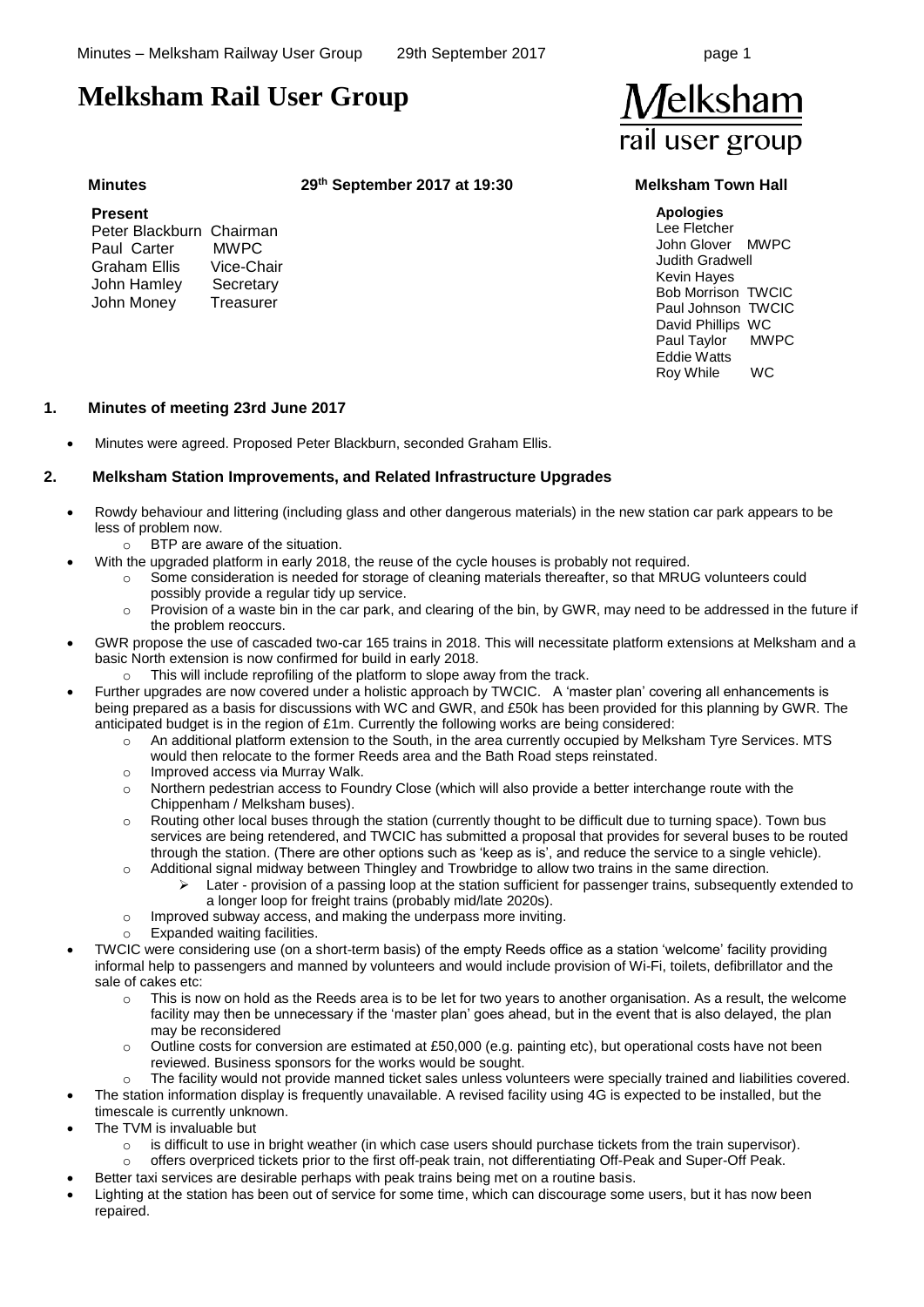# Melksham Rail User Group

**Minutes** **29th September 2017 at 19:30** **Melksham Town Hall**

**Present**

| | |
|---|---|
| Peter Blackburn | Chairman |
| Paul Carter | MWPC |
| Graham Ellis | Vice-Chair |
| John Hamley | Secretary |
| John Money | Treasurer |

**Apologies**

| | |
|---|---|
| Lee Fletcher | |
| John Glover | MWPC |
| Judith Gradwell | |
| Kevin Hayes | |
| Bob Morrison | TWCIC |
| Paul Johnson | TWCIC |
| David Phillips | WC |
| Paul Taylor | MWPC |
| Eddie Watts | |
| Roy While | WC |

## 1. Minutes of meeting 23rd June 2017

- Minutes were agreed. Proposed Peter Blackburn, seconded Graham Ellis.

## 2. Melksham Station Improvements, and Related Infrastructure Upgrades

- Rowdy behaviour and littering (including glass and other dangerous materials) in the new station car park appears to be less of problem now.
  - BTP are aware of the situation.
- With the upgraded platform in early 2018, the reuse of the cycle houses is probably not required.
  - Some consideration is needed for storage of cleaning materials thereafter, so that MRUG volunteers could possibly provide a regular tidy up service.
  - Provision of a waste bin in the car park, and clearing of the bin, by GWR, may need to be addressed in the future if the problem reoccurs.
- GWR propose the use of cascaded two-car 165 trains in 2018. This will necessitate platform extensions at Melksham and a basic North extension is now confirmed for build in early 2018.
  - This will include reprofiling of the platform to slope away from the track.
- Further upgrades are now covered under a holistic approach by TWCIC. A 'master plan' covering all enhancements is being prepared as a basis for discussions with WC and GWR, and £50k has been provided for this planning by GWR. The anticipated budget is in the region of £1m. Currently the following works are being considered:
  - An additional platform extension to the South, in the area currently occupied by Melksham Tyre Services. MTS would then relocate to the former Reeds area and the Bath Road steps reinstated.
  - Improved access via Murray Walk.
  - Northern pedestrian access to Foundry Close (which will also provide a better interchange route with the Chippenham / Melksham buses).
  - Routing other local buses through the station (currently thought to be difficult due to turning space). Town bus services are being retendered, and TWCIC has submitted a proposal that provides for several buses to be routed through the station. (There are other options such as 'keep as is', and reduce the service to a single vehicle).
  - Additional signal midway between Thingley and Trowbridge to allow two trains in the same direction.
    - Later - provision of a passing loop at the station sufficient for passenger trains, subsequently extended to a longer loop for freight trains (probably mid/late 2020s).
  - Improved subway access, and making the underpass more inviting.
  - Expanded waiting facilities.
- TWCIC were considering use (on a short-term basis) of the empty Reeds office as a station 'welcome' facility providing informal help to passengers and manned by volunteers and would include provision of Wi-Fi, toilets, defibrillator and the sale of cakes etc:
  - This is now on hold as the Reeds area is to be let for two years to another organisation. As a result, the welcome facility may then be unnecessary if the 'master plan' goes ahead, but in the event that is also delayed, the plan may be reconsidered
  - Outline costs for conversion are estimated at £50,000 (e.g. painting etc), but operational costs have not been reviewed. Business sponsors for the works would be sought.
  - The facility would not provide manned ticket sales unless volunteers were specially trained and liabilities covered.
- The station information display is frequently unavailable. A revised facility using 4G is expected to be installed, but the timescale is currently unknown.
- The TVM is invaluable but
  - is difficult to use in bright weather (in which case users should purchase tickets from the train supervisor).
  - offers overpriced tickets prior to the first off-peak train, not differentiating Off-Peak and Super-Off Peak.
- Better taxi services are desirable perhaps with peak trains being met on a routine basis.
- Lighting at the station has been out of service for some time, which can discourage some users, but it has now been repaired.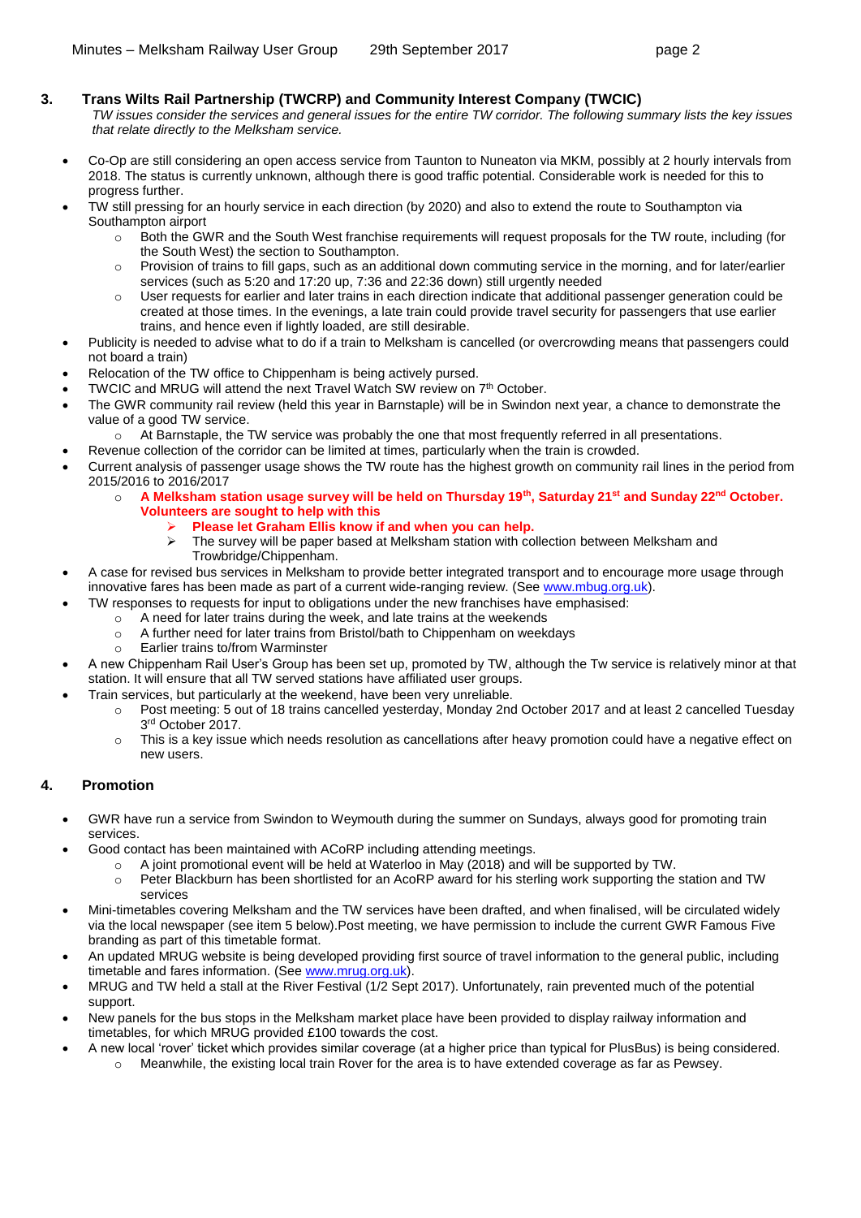## 3. Trans Wilts Rail Partnership (TWCRP) and Community Interest Company (TWCIC)

*TW issues consider the services and general issues for the entire TW corridor. The following summary lists the key issues that relate directly to the Melksham service.*

- Co-Op are still considering an open access service from Taunton to Nuneaton via MKM, possibly at 2 hourly intervals from 2018. The status is currently unknown, although there is good traffic potential. Considerable work is needed for this to progress further.
- TW still pressing for an hourly service in each direction (by 2020) and also to extend the route to Southampton via Southampton airport
  - Both the GWR and the South West franchise requirements will request proposals for the TW route, including (for the South West) the section to Southampton.
  - Provision of trains to fill gaps, such as an additional down commuting service in the morning, and for later/earlier services (such as 5:20 and 17:20 up, 7:36 and 22:36 down) still urgently needed
  - User requests for earlier and later trains in each direction indicate that additional passenger generation could be created at those times. In the evenings, a late train could provide travel security for passengers that use earlier trains, and hence even if lightly loaded, are still desirable.
- Publicity is needed to advise what to do if a train to Melksham is cancelled (or overcrowding means that passengers could not board a train)
- Relocation of the TW office to Chippenham is being actively pursed.
- TWCIC and MRUG will attend the next Travel Watch SW review on 7th October.
- The GWR community rail review (held this year in Barnstaple) will be in Swindon next year, a chance to demonstrate the value of a good TW service.
  - At Barnstaple, the TW service was probably the one that most frequently referred in all presentations.
- Revenue collection of the corridor can be limited at times, particularly when the train is crowded.
- Current analysis of passenger usage shows the TW route has the highest growth on community rail lines in the period from 2015/2016 to 2016/2017
  - **A Melksham station usage survey will be held on Thursday 19th, Saturday 21st and Sunday 22nd October. Volunteers are sought to help with this**
    - **Please let Graham Ellis know if and when you can help.**
    - The survey will be paper based at Melksham station with collection between Melksham and Trowbridge/Chippenham.
- A case for revised bus services in Melksham to provide better integrated transport and to encourage more usage through innovative fares has been made as part of a current wide-ranging review. (See www.mbug.org.uk).
- TW responses to requests for input to obligations under the new franchises have emphasised:
  - A need for later trains during the week, and late trains at the weekends
  - A further need for later trains from Bristol/bath to Chippenham on weekdays
  - Earlier trains to/from Warminster
- A new Chippenham Rail User's Group has been set up, promoted by TW, although the Tw service is relatively minor at that station. It will ensure that all TW served stations have affiliated user groups.
- Train services, but particularly at the weekend, have been very unreliable.
  - Post meeting: 5 out of 18 trains cancelled yesterday, Monday 2nd October 2017 and at least 2 cancelled Tuesday 3rd October 2017.
  - This is a key issue which needs resolution as cancellations after heavy promotion could have a negative effect on new users.

## 4. Promotion

- GWR have run a service from Swindon to Weymouth during the summer on Sundays, always good for promoting train services.
- Good contact has been maintained with ACoRP including attending meetings.
  - A joint promotional event will be held at Waterloo in May (2018) and will be supported by TW.
  - Peter Blackburn has been shortlisted for an AcoRP award for his sterling work supporting the station and TW services
- Mini-timetables covering Melksham and the TW services have been drafted, and when finalised, will be circulated widely via the local newspaper (see item 5 below).Post meeting, we have permission to include the current GWR Famous Five branding as part of this timetable format.
- An updated MRUG website is being developed providing first source of travel information to the general public, including timetable and fares information. (See www.mrug.org.uk).
- MRUG and TW held a stall at the River Festival (1/2 Sept 2017). Unfortunately, rain prevented much of the potential support.
- New panels for the bus stops in the Melksham market place have been provided to display railway information and timetables, for which MRUG provided £100 towards the cost.
- A new local 'rover' ticket which provides similar coverage (at a higher price than typical for PlusBus) is being considered.
  - Meanwhile, the existing local train Rover for the area is to have extended coverage as far as Pewsey.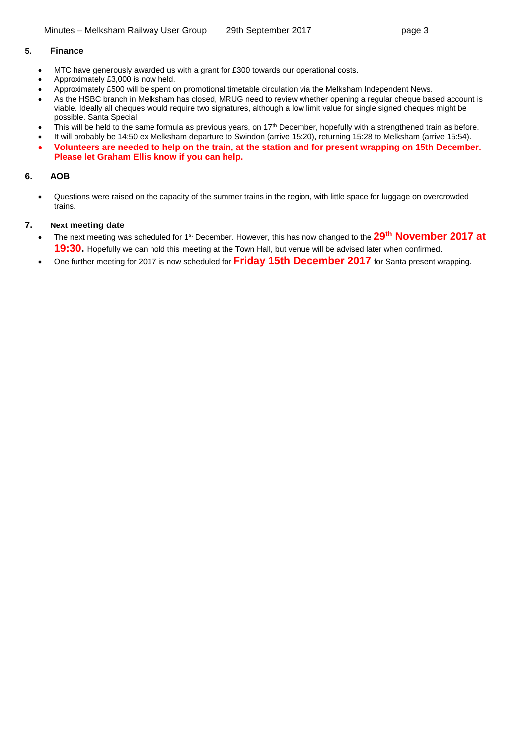## 5. Finance

- MTC have generously awarded us with a grant for £300 towards our operational costs.
- Approximately £3,000 is now held.
- Approximately £500 will be spent on promotional timetable circulation via the Melksham Independent News.
- As the HSBC branch in Melksham has closed, MRUG need to review whether opening a regular cheque based account is viable. Ideally all cheques would require two signatures, although a low limit value for single signed cheques might be possible. Santa Special
- This will be held to the same formula as previous years, on 17th December, hopefully with a strengthened train as before.
- It will probably be 14:50 ex Melksham departure to Swindon (arrive 15:20), returning 15:28 to Melksham (arrive 15:54).
- **Volunteers are needed to help on the train, at the station and for present wrapping on 15th December. Please let Graham Ellis know if you can help.**

## 6. AOB

- Questions were raised on the capacity of the summer trains in the region, with little space for luggage on overcrowded trains.

## 7. Next meeting date

- The next meeting was scheduled for 1st December. However, this has now changed to the **29th November 2017 at 19:30.** Hopefully we can hold this meeting at the Town Hall, but venue will be advised later when confirmed.
- One further meeting for 2017 is now scheduled for **Friday 15th December 2017** for Santa present wrapping.